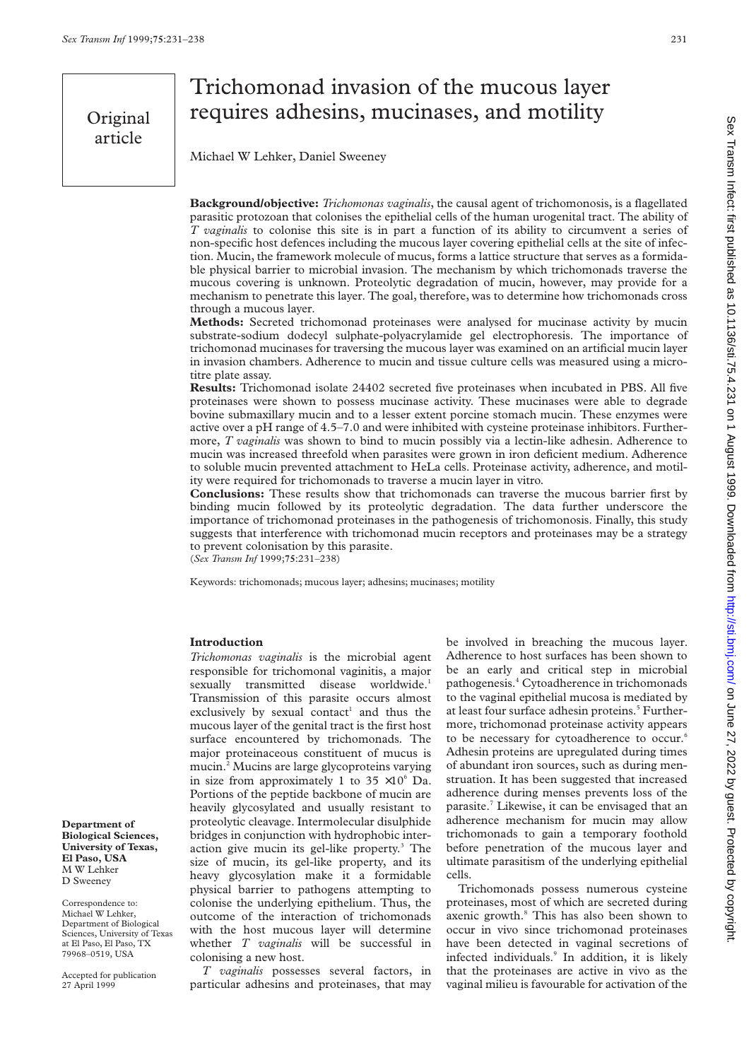Original article

# Trichomonad invasion of the mucous layer requires adhesins, mucinases, and motility

Michael W Lehker, Daniel Sweeney

**Background/objective:** *Trichomonas vaginalis*, the causal agent of trichomonosis, is a flagellated parasitic protozoan that colonises the epithelial cells of the human urogenital tract. The ability of *T vaginalis* to colonise this site is in part a function of its ability to circumvent a series of non-specific host defences including the mucous layer covering epithelial cells at the site of infection. Mucin, the framework molecule of mucus, forms a lattice structure that serves as a formidable physical barrier to microbial invasion. The mechanism by which trichomonads traverse the mucous covering is unknown. Proteolytic degradation of mucin, however, may provide for a mechanism to penetrate this layer. The goal, therefore, was to determine how trichomonads cross through a mucous layer.

**Methods:** Secreted trichomonad proteinases were analysed for mucinase activity by mucin substrate-sodium dodecyl sulphate-polyacrylamide gel electrophoresis. The importance of trichomonad mucinases for traversing the mucous layer was examined on an artificial mucin layer in invasion chambers. Adherence to mucin and tissue culture cells was measured using a microtitre plate assay.

**Results:** Trichomonad isolate 24402 secreted five proteinases when incubated in PBS. All five proteinases were shown to possess mucinase activity. These mucinases were able to degrade bovine submaxillary mucin and to a lesser extent porcine stomach mucin. These enzymes were active over a pH range of 4.5–7.0 and were inhibited with cysteine proteinase inhibitors. Furthermore, *T vaginalis* was shown to bind to mucin possibly via a lectin-like adhesin. Adherence to mucin was increased threefold when parasites were grown in iron deficient medium. Adherence to soluble mucin prevented attachment to HeLa cells. Proteinase activity, adherence, and motility were required for trichomonads to traverse a mucin layer in vitro.

**Conclusions:** These results show that trichomonads can traverse the mucous barrier first by binding mucin followed by its proteolytic degradation. The data further underscore the importance of trichomonad proteinases in the pathogenesis of trichomonosis. Finally, this study suggests that interference with trichomonad mucin receptors and proteinases may be a strategy to prevent colonisation by this parasite.

(*Sex Transm Inf* 1999;**75**:231–238)

Keywords: trichomonads; mucous layer; adhesins; mucinases; motility

**Department of Biological Sciences, University of Texas, El Paso, USA**
M W Lehker
D Sweeney

Correspondence to: Michael W Lehker, Department of Biological Sciences, University of Texas at El Paso, El Paso, TX 79968–0519, USA

Accepted for publication 27 April 1999

## Introduction

*Trichomonas vaginalis* is the microbial agent responsible for trichomonal vaginitis, a major sexually transmitted disease worldwide.[1] Transmission of this parasite occurs almost exclusively by sexual contact[1] and thus the mucous layer of the genital tract is the first host surface encountered by trichomonads. The major proteinaceous constituent of mucus is mucin.[2] Mucins are large glycoproteins varying in size from approximately 1 to 35 $\times 10^6$ Da. Portions of the peptide backbone of mucin are heavily glycosylated and usually resistant to proteolytic cleavage. Intermolecular disulphide bridges in conjunction with hydrophobic interaction give mucin its gel-like property.[3] The size of mucin, its gel-like property, and its heavy glycosylation make it a formidable physical barrier to pathogens attempting to colonise the underlying epithelium. Thus, the outcome of the interaction of trichomonads with the host mucous layer will determine whether *T vaginalis* will be successful in colonising a new host.

*T vaginalis* possesses several factors, in particular adhesins and proteinases, that may be involved in breaching the mucous layer. Adherence to host surfaces has been shown to be an early and critical step in microbial pathogenesis.[4] Cytoadherence in trichomonads to the vaginal epithelial mucosa is mediated by at least four surface adhesin proteins.[5] Furthermore, trichomonad proteinase activity appears to be necessary for cytoadherence to occur.[6] Adhesin proteins are upregulated during times of abundant iron sources, such as during menstruation. It has been suggested that increased adherence during menses prevents loss of the parasite.[7] Likewise, it can be envisaged that an adherence mechanism for mucin may allow trichomonads to gain a temporary foothold before penetration of the mucous layer and ultimate parasitism of the underlying epithelial cells.

Trichomonads possess numerous cysteine proteinases, most of which are secreted during axenic growth.[8] This has also been shown to occur in vivo since trichomonad proteinases have been detected in vaginal secretions of infected individuals.[9] In addition, it is likely that the proteinases are active in vivo as the vaginal milieu is favourable for activation of the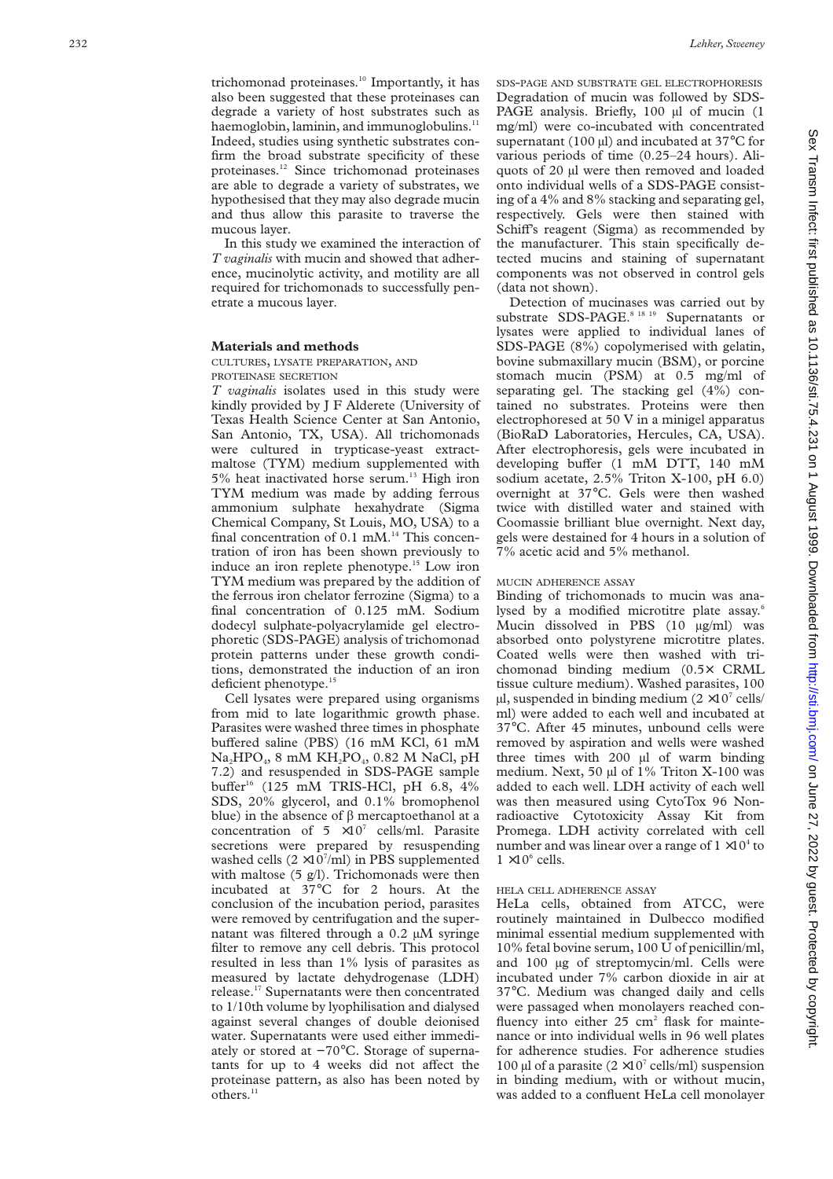trichomonad proteinases.[10] Importantly, it has also been suggested that these proteinases can degrade a variety of host substrates such as haemoglobin, laminin, and immunoglobulins.[11] Indeed, studies using synthetic substrates confirm the broad substrate specificity of these proteinases.[12] Since trichomonad proteinases are able to degrade a variety of substrates, we hypothesised that they may also degrade mucin and thus allow this parasite to traverse the mucous layer.

In this study we examined the interaction of *T vaginalis* with mucin and showed that adherence, mucinolytic activity, and motility are all required for trichomonads to successfully penetrate a mucous layer.

## Materials and methods

### CULTURES, LYSATE PREPARATION, AND PROTEINASE SECRETION

*T vaginalis* isolates used in this study were kindly provided by J F Alderete (University of Texas Health Science Center at San Antonio, San Antonio, TX, USA). All trichomonads were cultured in trypticase-yeast extract-maltose (TYM) medium supplemented with 5% heat inactivated horse serum.[13] High iron TYM medium was made by adding ferrous ammonium sulphate hexahydrate (Sigma Chemical Company, St Louis, MO, USA) to a final concentration of 0.1 mM.[14] This concentration of iron has been shown previously to induce an iron replete phenotype.[15] Low iron TYM medium was prepared by the addition of the ferrous iron chelator ferrozine (Sigma) to a final concentration of 0.125 mM. Sodium dodecyl sulphate-polyacrylamide gel electrophoretic (SDS-PAGE) analysis of trichomonad protein patterns under these growth conditions, demonstrated the induction of an iron deficient phenotype.[15]

Cell lysates were prepared using organisms from mid to late logarithmic growth phase. Parasites were washed three times in phosphate buffered saline (PBS) (16 mM KCl, 61 mM $Na_2HPO_4$, 8 mM $KH_2PO_4$, 0.82 M NaCl, pH 7.2) and resuspended in SDS-PAGE sample buffer[16] (125 mM TRIS-HCl, pH 6.8, 4% SDS, 20% glycerol, and 0.1% bromophenol blue) in the absence of β mercaptoethanol at a concentration of $5 \times 10^7$ cells/ml. Parasite secretions were prepared by resuspending washed cells ($2 \times 10^7$/ml) in PBS supplemented with maltose (5 g/l). Trichomonads were then incubated at 37°C for 2 hours. At the conclusion of the incubation period, parasites were removed by centrifugation and the supernatant was filtered through a 0.2 µM syringe filter to remove any cell debris. This protocol resulted in less than 1% lysis of parasites as measured by lactate dehydrogenase (LDH) release.[17] Supernatants were then concentrated to 1/10th volume by lyophilisation and dialysed against several changes of double deionised water. Supernatants were used either immediately or stored at −70°C. Storage of supernatants for up to 4 weeks did not affect the proteinase pattern, as also has been noted by others.[11]

### SDS-PAGE AND SUBSTRATE GEL ELECTROPHORESIS

Degradation of mucin was followed by SDS-PAGE analysis. Briefly, 100 µl of mucin (1 mg/ml) were co-incubated with concentrated supernatant (100 µl) and incubated at 37°C for various periods of time (0.25–24 hours). Aliquots of 20 µl were then removed and loaded onto individual wells of a SDS-PAGE consisting of a 4% and 8% stacking and separating gel, respectively. Gels were then stained with Schiff's reagent (Sigma) as recommended by the manufacturer. This stain specifically detected mucins and staining of supernatant components was not observed in control gels (data not shown).

Detection of mucinases was carried out by substrate SDS-PAGE.[8 18 19] Supernatants or lysates were applied to individual lanes of SDS-PAGE (8%) copolymerised with gelatin, bovine submaxillary mucin (BSM), or porcine stomach mucin (PSM) at 0.5 mg/ml of separating gel. The stacking gel (4%) contained no substrates. Proteins were then electrophoresed at 50 V in a minigel apparatus (BioRaD Laboratories, Hercules, CA, USA). After electrophoresis, gels were incubated in developing buffer (1 mM DTT, 140 mM sodium acetate, 2.5% Triton X-100, pH 6.0) overnight at 37°C. Gels were then washed twice with distilled water and stained with Coomassie brilliant blue overnight. Next day, gels were destained for 4 hours in a solution of 7% acetic acid and 5% methanol.

### MUCIN ADHERENCE ASSAY

Binding of trichomonads to mucin was analysed by a modified microtitre plate assay.[6] Mucin dissolved in PBS (10 µg/ml) was absorbed onto polystyrene microtitre plates. Coated wells were then washed with trichomonad binding medium (0.5× CRML tissue culture medium). Washed parasites, 100 µl, suspended in binding medium ($2 \times 10^7$ cells/ml) were added to each well and incubated at 37°C. After 45 minutes, unbound cells were removed by aspiration and wells were washed three times with 200 µl of warm binding medium. Next, 50 µl of 1% Triton X-100 was added to each well. LDH activity of each well was then measured using CytoTox 96 Non-radioactive Cytotoxicity Assay Kit from Promega. LDH activity correlated with cell number and was linear over a range of $1 \times 10^4$ to $1 \times 10^6$ cells.

### HELA CELL ADHERENCE ASSAY

HeLa cells, obtained from ATCC, were routinely maintained in Dulbecco modified minimal essential medium supplemented with 10% fetal bovine serum, 100 U of penicillin/ml, and 100 µg of streptomycin/ml. Cells were incubated under 7% carbon dioxide in air at 37°C. Medium was changed daily and cells were passaged when monolayers reached confluency into either 25 cm$^2$ flask for maintenance or into individual wells in 96 well plates for adherence studies. For adherence studies 100 µl of a parasite ($2 \times 10^7$ cells/ml) suspension in binding medium, with or without mucin, was added to a confluent HeLa cell monolayer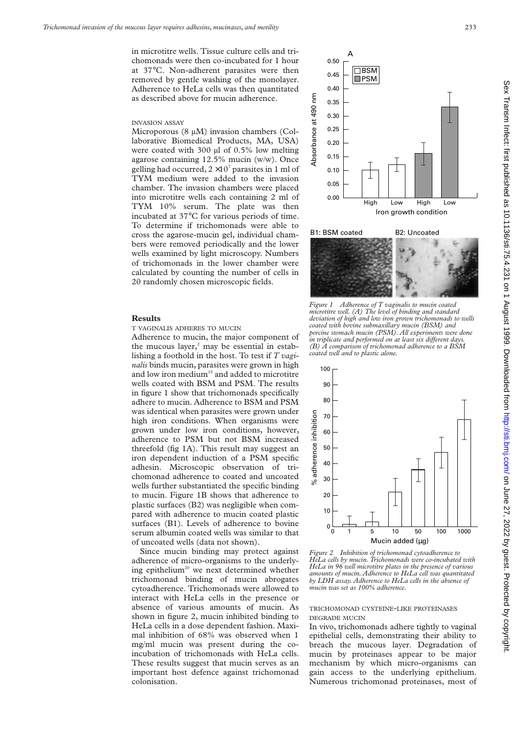in microtitre wells. Tissue culture cells and trichomonads were then co-incubated for 1 hour at 37°C. Non-adherent parasites were then removed by gentle washing of the monolayer. Adherence to HeLa cells was then quantitated as described above for mucin adherence.

### INVASION ASSAY

Microporous (8 μM) invasion chambers (Collaborative Biomedical Products, MA, USA) were coated with 300 μl of 0.5% low melting agarose containing 12.5% mucin (w/w). Once gelling had occurred, $2 \times 10^7$ parasites in 1 ml of TYM medium were added to the invasion chamber. The invasion chambers were placed into microtitre wells each containing 2 ml of TYM 10% serum. The plate was then incubated at 37°C for various periods of time. To determine if trichomonads were able to cross the agarose-mucin gel, individual chambers were removed periodically and the lower wells examined by light microscopy. Numbers of trichomonads in the lower chamber were calculated by counting the number of cells in 20 randomly chosen microscopic fields.

## Results

### T VAGINALIS ADHERES TO MUCIN

Adherence to mucin, the major component of the mucous layer,[2] may be essential in establishing a foothold in the host. To test if *T vaginalis* binds mucin, parasites were grown in high and low iron medium[15] and added to microtitre wells coated with BSM and PSM. The results in figure 1 show that trichomonads specifically adhere to mucin. Adherence to BSM and PSM was identical when parasites were grown under high iron conditions. When organisms were grown under low iron conditions, however, adherence to PSM but not BSM increased threefold (fig 1A). This result may suggest an iron dependent induction of a PSM specific adhesin. Microscopic observation of trichomonad adherence to coated and uncoated wells further substantiated the specific binding to mucin. Figure 1B shows that adherence to plastic surfaces (B2) was negligible when compared with adherence to mucin coated plastic surfaces (B1). Levels of adherence to bovine serum albumin coated wells was similar to that of uncoated wells (data not shown).

Since mucin binding may protect against adherence of micro-organisms to the underlying epithelium[20] we next determined whether trichomonad binding of mucin abrogates cytoadherence. Trichomonads were allowed to interact with HeLa cells in the presence or absence of various amounts of mucin. As shown in figure 2, mucin inhibited binding to HeLa cells in a dose dependent fashion. Maximal inhibition of 68% was observed when 1 mg/ml mucin was present during the co-incubation of trichomonads with HeLa cells. These results suggest that mucin serves as an important host defence against trichomonad colonisation.

*Figure 1 Adherence of T vaginalis to mucin coated microtitre well. (A) The level of binding and standard deviation of high and low iron grown trichomonads to wells coated with bovine submaxillary mucin (BSM) and porcine stomach mucin (PSM). All experiments were done in triplicate and performed on at least six different days. (B) A comparison of trichomonad adherence to a BSM coated well and to plastic alone.*

*Figure 2 Inhibition of trichomonad cytoadherence to HeLa cells by mucin. Trichomonads were co-incubated with HeLa in 96 well microtitre plates in the presence of various amounts of mucin. Adherence to HeLa cell was quantitated by LDH assay. Adherence to HeLa cells in the absence of mucin was set as 100% adherence.*

### TRICHOMONAD CYSTEINE-LIKE PROTEINASES DEGRADE MUCIN

In vivo, trichomonads adhere tightly to vaginal epithelial cells, demonstrating their ability to breach the mucous layer. Degradation of mucin by proteinases appear to be major mechanism by which micro-organisms can gain access to the underlying epithelium. Numerous trichomonad proteinases, most of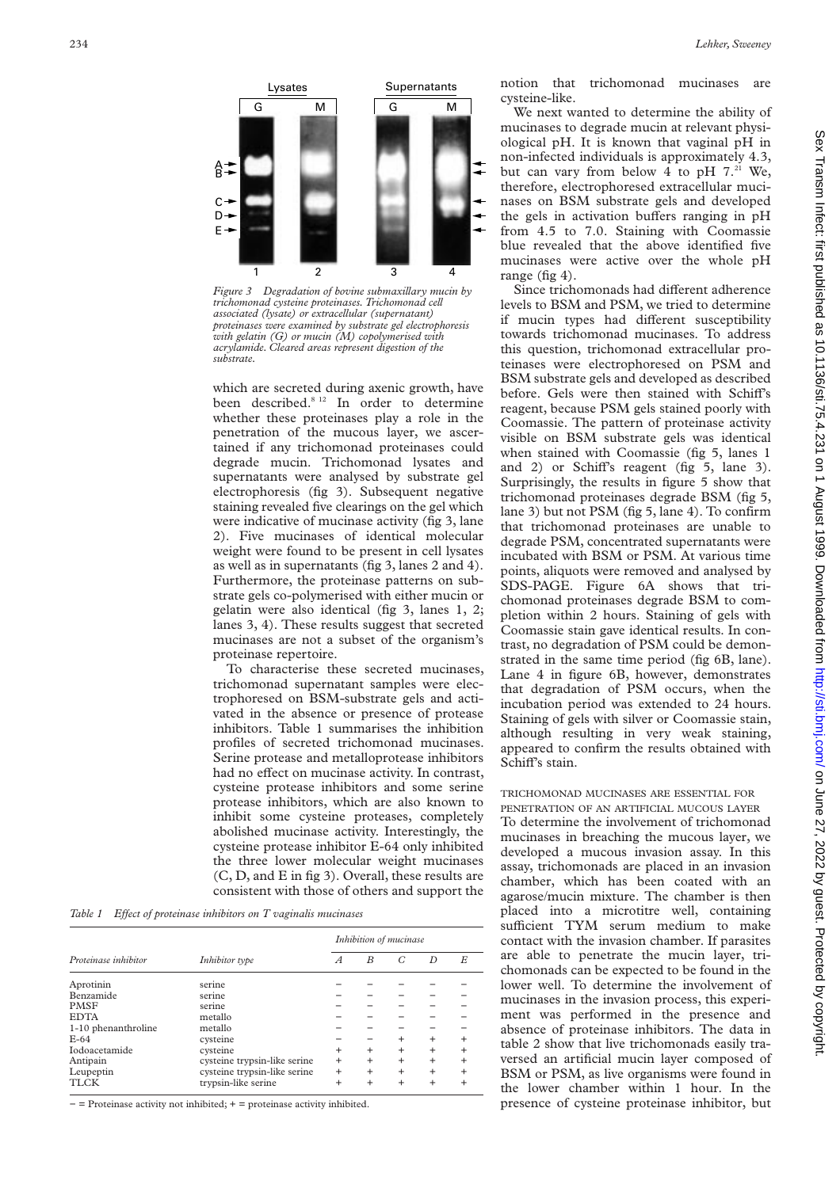Figure 3 Degradation of bovine submaxillary mucin by trichomonad cysteine proteinases. Trichomonad cell associated (lysate) or extracellular (supernatant) proteinases were examined by substrate gel electrophoresis with gelatin (G) or mucin (M) copolymerised with acrylamide. Cleared areas represent digestion of the substrate.

which are secreted during axenic growth, have been described.[8 12] In order to determine whether these proteinases play a role in the penetration of the mucous layer, we ascertained if any trichomonad proteinases could degrade mucin. Trichomonad lysates and supernatants were analysed by substrate gel electrophoresis (fig 3). Subsequent negative staining revealed five clearings on the gel which were indicative of mucinase activity (fig 3, lane 2). Five mucinases of identical molecular weight were found to be present in cell lysates as well as in supernatants (fig 3, lanes 2 and 4). Furthermore, the proteinase patterns on substrate gels co-polymerised with either mucin or gelatin were also identical (fig 3, lanes 1, 2; lanes 3, 4). These results suggest that secreted mucinases are not a subset of the organism's proteinase repertoire.

To characterise these secreted mucinases, trichomonad supernatant samples were electrophoresed on BSM-substrate gels and activated in the absence or presence of protease inhibitors. Table 1 summarises the inhibition profiles of secreted trichomonad mucinases. Serine protease and metalloprotease inhibitors had no effect on mucinase activity. In contrast, cysteine protease inhibitors and some serine protease inhibitors, which are also known to inhibit some cysteine proteases, completely abolished mucinase activity. Interestingly, the cysteine protease inhibitor E-64 only inhibited the three lower molecular weight mucinases (C, D, and E in fig 3). Overall, these results are consistent with those of others and support the notion that trichomonad mucinases are cysteine-like.

*Table 1 Effect of proteinase inhibitors on T vaginalis mucinases*

| Proteinase inhibitor | Inhibitor type | Inhibition of mucinase | | | | |
|---|---|---|---|---|---|---|
| | | A | B | C | D | E |
| Aprotinin | serine | − | − | − | − | − |
| Benzamide | serine | − | − | − | − | − |
| PMSF | serine | − | − | − | − | − |
| EDTA | metallo | − | − | − | − | − |
| 1-10 phenanthroline | metallo | − | − | − | − | − |
| E-64 | cysteine | − | − | + | + | + |
| Iodoacetamide | cysteine | + | + | + | + | + |
| Antipain | cysteine trypsin-like serine | + | + | + | + | + |
| Leupeptin | cysteine trypsin-like serine | + | + | + | + | + |
| TLCK | trypsin-like serine | + | + | + | + | + |

− = Proteinase activity not inhibited; + = proteinase activity inhibited.

We next wanted to determine the ability of mucinases to degrade mucin at relevant physiological pH. It is known that vaginal pH in non-infected individuals is approximately 4.3, but can vary from below 4 to pH 7.[21] We, therefore, electrophoresed extracellular mucinases on BSM substrate gels and developed the gels in activation buffers ranging in pH from 4.5 to 7.0. Staining with Coomassie blue revealed that the above identified five mucinases were active over the whole pH range (fig 4).

Since trichomonads had different adherence levels to BSM and PSM, we tried to determine if mucin types had different susceptibility towards trichomonad mucinases. To address this question, trichomonad extracellular proteinases were electrophoresed on PSM and BSM substrate gels and developed as described before. Gels were then stained with Schiff's reagent, because PSM gels stained poorly with Coomassie. The pattern of proteinase activity visible on BSM substrate gels was identical when stained with Coomassie (fig 5, lanes 1 and 2) or Schiff's reagent (fig 5, lane 3). Surprisingly, the results in figure 5 show that trichomonad proteinases degrade BSM (fig 5, lane 3) but not PSM (fig 5, lane 4). To confirm that trichomonad proteinases are unable to degrade PSM, concentrated supernatants were incubated with BSM or PSM. At various time points, aliquots were removed and analysed by SDS-PAGE. Figure 6A shows that trichomonad proteinases degrade BSM to completion within 2 hours. Staining of gels with Coomassie stain gave identical results. In contrast, no degradation of PSM could be demonstrated in the same time period (fig 6B, lane). Lane 4 in figure 6B, however, demonstrates that degradation of PSM occurs, when the incubation period was extended to 24 hours. Staining of gels with silver or Coomassie stain, although resulting in very weak staining, appeared to confirm the results obtained with Schiff's stain.

### TRICHOMONAD MUCINASES ARE ESSENTIAL FOR PENETRATION OF AN ARTIFICIAL MUCOUS LAYER

To determine the involvement of trichomonad mucinases in breaching the mucous layer, we developed a mucous invasion assay. In this assay, trichomonads are placed in an invasion chamber, which has been coated with an agarose/mucin mixture. The chamber is then placed into a microtitre well, containing sufficient TYM serum medium to make contact with the invasion chamber. If parasites are able to penetrate the mucin layer, trichomonads can be expected to be found in the lower well. To determine the involvement of mucinases in the invasion process, this experiment was performed in the presence and absence of proteinase inhibitors. The data in table 2 show that live trichomonads easily traversed an artificial mucin layer composed of BSM or PSM, as live organisms were found in the lower chamber within 1 hour. In the presence of cysteine proteinase inhibitor, but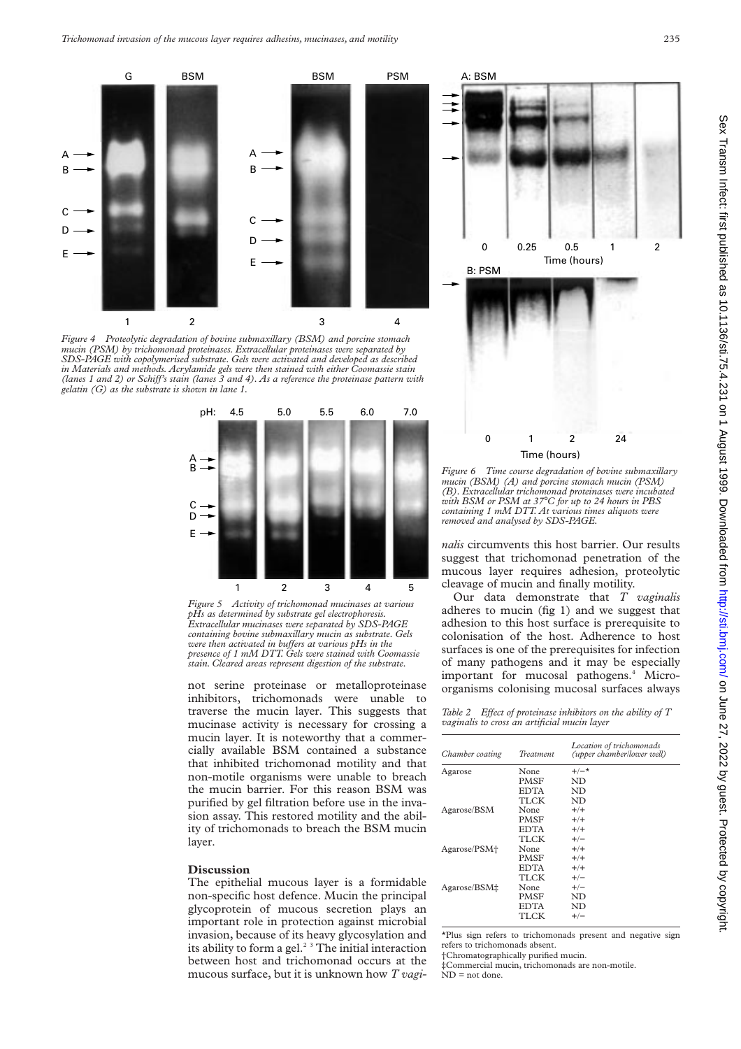Figure 4 Proteolytic degradation of bovine submaxillary (BSM) and porcine stomach mucin (PSM) by trichomonad proteinases. Extracellular proteinases were separated by SDS-PAGE with copolymerised substrate. Gels were activated and developed as described in Materials and methods. Acrylamide gels were then stained with either Coomassie stain (lanes 1 and 2) or Schiff's stain (lanes 3 and 4). As a reference the proteinase pattern with gelatin (G) as the substrate is shown in lane 1.

Figure 5 Activity of trichomonad mucinases at various pHs as determined by substrate gel electrophoresis. Extracellular mucinases were separated by SDS-PAGE containing bovine submaxillary mucin as substrate. Gels were then activated in buffers at various pHs in the presence of 1 mM DTT. Gels were stained with Coomassie stain. Cleared areas represent digestion of the substrate.

not serine proteinase or metalloproteinase inhibitors, trichomonads were unable to traverse the mucin layer. This suggests that mucinase activity is necessary for crossing a mucin layer. It is noteworthy that a commercially available BSM contained a substance that inhibited trichomonad motility and that non-motile organisms were unable to breach the mucin barrier. For this reason BSM was purified by gel filtration before use in the invasion assay. This restored motility and the ability of trichomonads to breach the BSM mucin layer.

## Discussion

The epithelial mucous layer is a formidable non-specific host defence. Mucin the principal glycoprotein of mucous secretion plays an important role in protection against microbial invasion, because of its heavy glycosylation and its ability to form a gel.[2 3] The initial interaction between host and trichomonad occurs at the mucous surface, but it is unknown how *T vaginalis* circumvents this host barrier. Our results suggest that trichomonad penetration of the mucous layer requires adhesion, proteolytic cleavage of mucin and finally motility.

Our data demonstrate that *T vaginalis* adheres to mucin (fig 1) and we suggest that adhesion to this host surface is prerequisite to colonisation of the host. Adherence to host surfaces is one of the prerequisites for infection of many pathogens and it may be especially important for mucosal pathogens.[4] Microorganisms colonising mucosal surfaces always

Figure 6 Time course degradation of bovine submaxillary mucin (BSM) (A) and porcine stomach mucin (PSM) (B). Extracellular trichomonad proteinases were incubated with BSM or PSM at 37°C for up to 24 hours in PBS containing 1 mM DTT. At various times aliquots were removed and analysed by SDS-PAGE.

*Table 2* Effect of proteinase inhibitors on the ability of *T vaginalis* to cross an artificial mucin layer

| Chamber coating | Treatment | Location of trichomonads (upper chamber/lower well) |
|---|---|---|
| Agarose | None | +/−* |
| | PMSF | ND |
| | EDTA | ND |
| | TLCK | ND |
| Agarose/BSM | None | +/+ |
| | PMSF | +/+ |
| | EDTA | +/+ |
| | TLCK | +/− |
| Agarose/PSM† | None | +/+ |
| | PMSF | +/+ |
| | EDTA | +/+ |
| | TLCK | +/− |
| Agarose/BSM‡ | None | +/− |
| | PMSF | ND |
| | EDTA | ND |
| | TLCK | +/− |

*Plus sign refers to trichomonads present and negative sign refers to trichomonads absent.
†Chromatographically purified mucin.
‡Commercial mucin, trichomonads are non-motile.
ND = not done.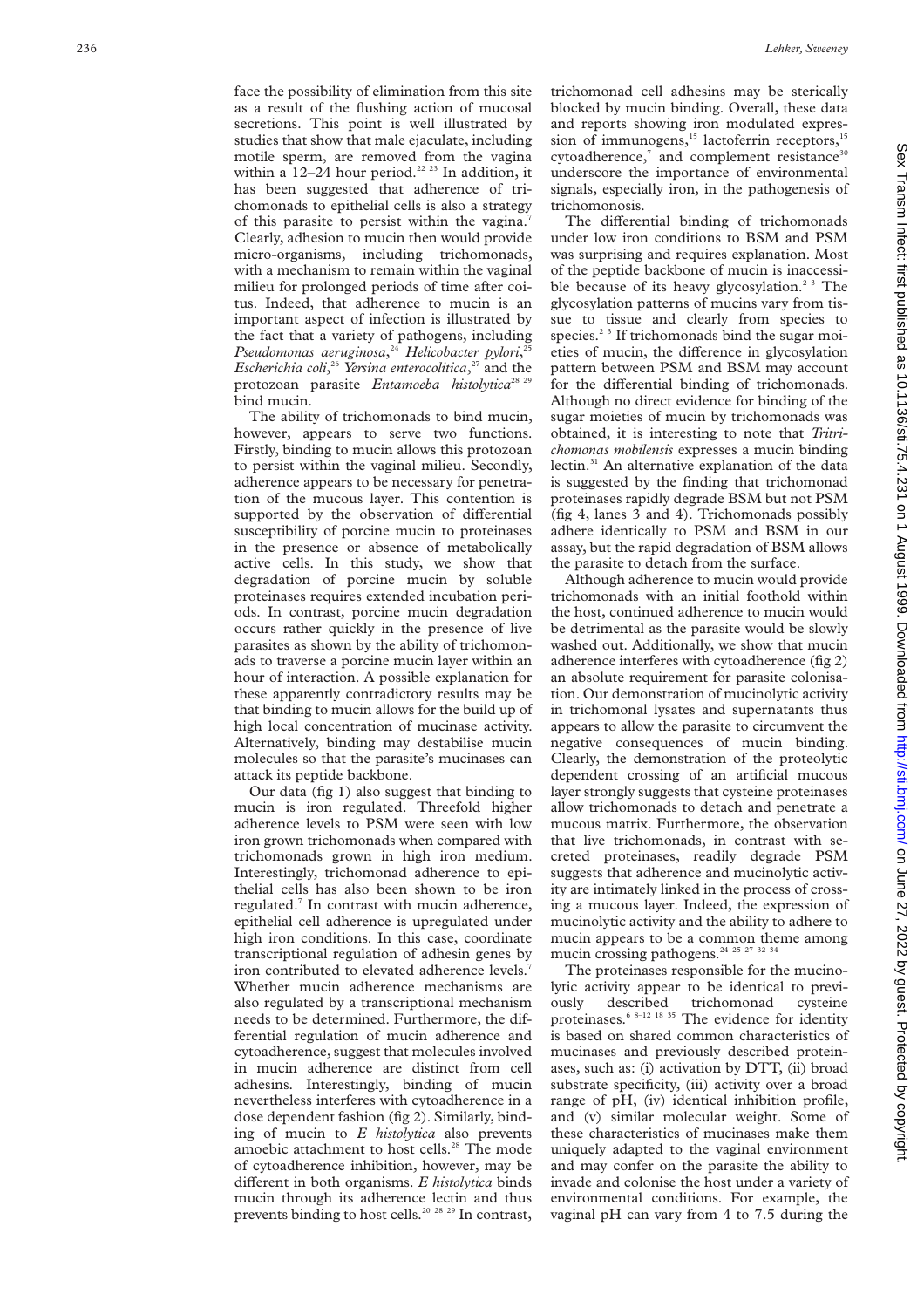face the possibility of elimination from this site as a result of the flushing action of mucosal secretions. This point is well illustrated by studies that show that male ejaculate, including motile sperm, are removed from the vagina within a 12–24 hour period.[22 23] In addition, it has been suggested that adherence of trichomonads to epithelial cells is also a strategy of this parasite to persist within the vagina.[7] Clearly, adhesion to mucin then would provide micro-organisms, including trichomonads, with a mechanism to remain within the vaginal milieu for prolonged periods of time after coitus. Indeed, that adherence to mucin is an important aspect of infection is illustrated by the fact that a variety of pathogens, including *Pseudomonas aeruginosa*,[24] *Helicobacter pylori*,[25] *Escherichia coli*,[26] *Yersina enterocolitica*,[27] and the protozoan parasite *Entamoeba histolytica*[28 29] bind mucin.

The ability of trichomonads to bind mucin, however, appears to serve two functions. Firstly, binding to mucin allows this protozoan to persist within the vaginal milieu. Secondly, adherence appears to be necessary for penetration of the mucous layer. This contention is supported by the observation of differential susceptibility of porcine mucin to proteinases in the presence or absence of metabolically active cells. In this study, we show that degradation of porcine mucin by soluble proteinases requires extended incubation periods. In contrast, porcine mucin degradation occurs rather quickly in the presence of live parasites as shown by the ability of trichomonads to traverse a porcine mucin layer within an hour of interaction. A possible explanation for these apparently contradictory results may be that binding to mucin allows for the build up of high local concentration of mucinase activity. Alternatively, binding may destabilise mucin molecules so that the parasite's mucinases can attack its peptide backbone.

Our data (fig 1) also suggest that binding to mucin is iron regulated. Threefold higher adherence levels to PSM were seen with low iron grown trichomonads when compared with trichomonads grown in high iron medium. Interestingly, trichomonad adherence to epithelial cells has also been shown to be iron regulated.[7] In contrast with mucin adherence, epithelial cell adherence is upregulated under high iron conditions. In this case, coordinate transcriptional regulation of adhesin genes by iron contributed to elevated adherence levels.[7] Whether mucin adherence mechanisms are also regulated by a transcriptional mechanism needs to be determined. Furthermore, the differential regulation of mucin adherence and cytoadherence, suggest that molecules involved in mucin adherence are distinct from cell adhesins. Interestingly, binding of mucin nevertheless interferes with cytoadherence in a dose dependent fashion (fig 2). Similarly, binding of mucin to *E histolytica* also prevents amoebic attachment to host cells.[28] The mode of cytoadherence inhibition, however, may be different in both organisms. *E histolytica* binds mucin through its adherence lectin and thus prevents binding to host cells.[20 28 29] In contrast, trichomonad cell adhesins may be sterically blocked by mucin binding. Overall, these data and reports showing iron modulated expression of immunogens,[15] lactoferrin receptors,[15] cytoadherence,[7] and complement resistance[30] underscore the importance of environmental signals, especially iron, in the pathogenesis of trichomonosis.

The differential binding of trichomonads under low iron conditions to BSM and PSM was surprising and requires explanation. Most of the peptide backbone of mucin is inaccessible because of its heavy glycosylation.[2 3] The glycosylation patterns of mucins vary from tissue to tissue and clearly from species to species.[2 3] If trichomonads bind the sugar moieties of mucin, the difference in glycosylation pattern between PSM and BSM may account for the differential binding of trichomonads. Although no direct evidence for binding of the sugar moieties of mucin by trichomonads was obtained, it is interesting to note that *Tritrichomonas mobilensis* expresses a mucin binding lectin.[31] An alternative explanation of the data is suggested by the finding that trichomonad proteinases rapidly degrade BSM but not PSM (fig 4, lanes 3 and 4). Trichomonads possibly adhere identically to PSM and BSM in our assay, but the rapid degradation of BSM allows the parasite to detach from the surface.

Although adherence to mucin would provide trichomonads with an initial foothold within the host, continued adherence to mucin would be detrimental as the parasite would be slowly washed out. Additionally, we show that mucin adherence interferes with cytoadherence (fig 2) an absolute requirement for parasite colonisation. Our demonstration of mucinolytic activity in trichomonal lysates and supernatants thus appears to allow the parasite to circumvent the negative consequences of mucin binding. Clearly, the demonstration of the proteolytic dependent crossing of an artificial mucous layer strongly suggests that cysteine proteinases allow trichomonads to detach and penetrate a mucous matrix. Furthermore, the observation that live trichomonads, in contrast with secreted proteinases, readily degrade PSM suggests that adherence and mucinolytic activity are intimately linked in the process of crossing a mucous layer. Indeed, the expression of mucinolytic activity and the ability to adhere to mucin appears to be a common theme among mucin crossing pathogens.[24 25 27 32–34]

The proteinases responsible for the mucinolytic activity appear to be identical to previously described trichomonad cysteine proteinases.[6 8–12 18 35] The evidence for identity is based on shared common characteristics of mucinases and previously described proteinases, such as: (i) activation by DTT, (ii) broad substrate specificity, (iii) activity over a broad range of pH, (iv) identical inhibition profile, and (v) similar molecular weight. Some of these characteristics of mucinases make them uniquely adapted to the vaginal environment and may confer on the parasite the ability to invade and colonise the host under a variety of environmental conditions. For example, the vaginal pH can vary from 4 to 7.5 during the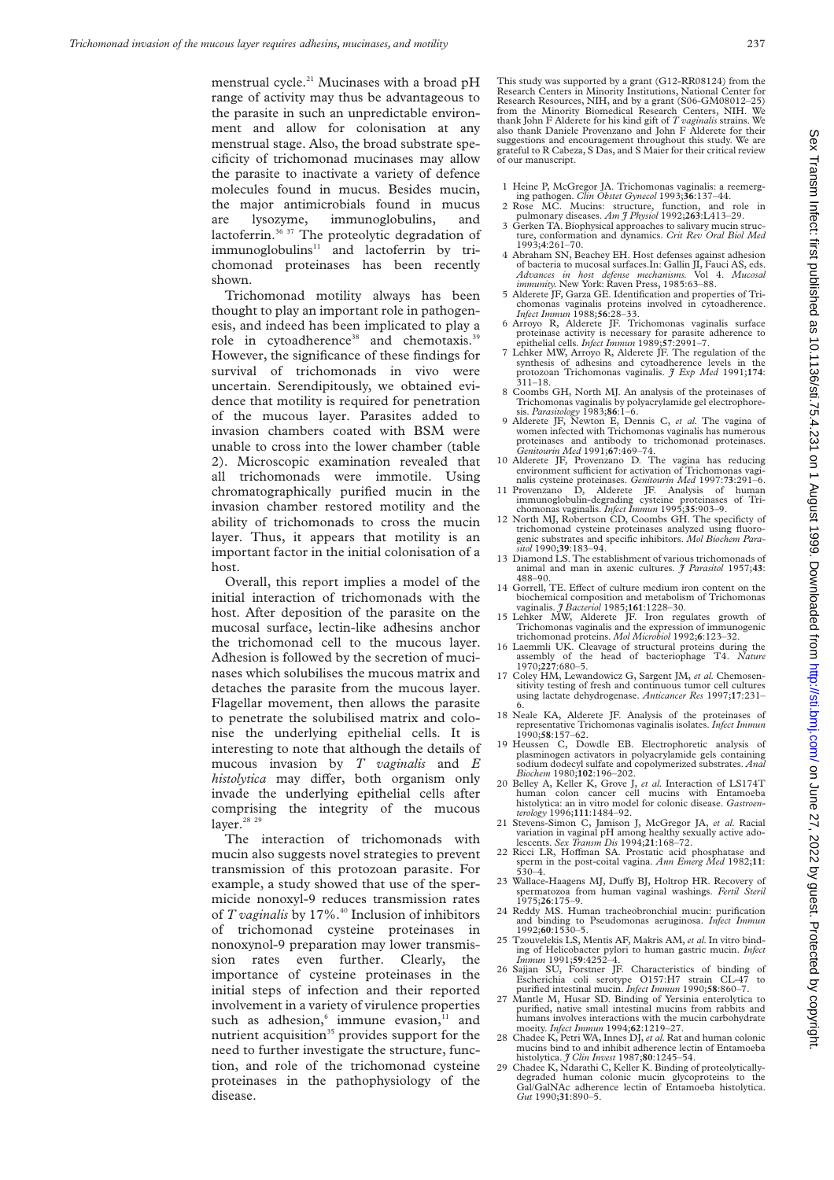menstrual cycle.[21] Mucinases with a broad pH range of activity may thus be advantageous to the parasite in such an unpredictable environment and allow for colonisation at any menstrual stage. Also, the broad substrate specificity of trichomonad mucinases may allow the parasite to inactivate a variety of defence molecules found in mucus. Besides mucin, the major antimicrobials found in mucus are lysozyme, immunoglobulins, and lactoferrin.[36 37] The proteolytic degradation of immunoglobulins[11] and lactoferrin by trichomonad proteinases has been recently shown.

Trichomonad motility always has been thought to play an important role in pathogenesis, and indeed has been implicated to play a role in cytoadherence[38] and chemotaxis.[39] However, the significance of these findings for survival of trichomonads in vivo were uncertain. Serendipitously, we obtained evidence that motility is required for penetration of the mucous layer. Parasites added to invasion chambers coated with BSM were unable to cross into the lower chamber (table 2). Microscopic examination revealed that all trichomonads were immotile. Using chromatographically purified mucin in the invasion chamber restored motility and the ability of trichomonads to cross the mucin layer. Thus, it appears that motility is an important factor in the initial colonisation of a host.

Overall, this report implies a model of the initial interaction of trichomonads with the host. After deposition of the parasite on the mucosal surface, lectin-like adhesins anchor the trichomonad cell to the mucous layer. Adhesion is followed by the secretion of mucinases which solubilises the mucous matrix and detaches the parasite from the mucous layer. Flagellar movement, then allows the parasite to penetrate the solubilised matrix and colonise the underlying epithelial cells. It is interesting to note that although the details of mucous invasion by *T vaginalis* and *E histolytica* may differ, both organism only invade the underlying epithelial cells after comprising the integrity of the mucous layer.[28 29]

The interaction of trichomonads with mucin also suggests novel strategies to prevent transmission of this protozoan parasite. For example, a study showed that use of the spermicide nonoxyl-9 reduces transmission rates of *T vaginalis* by 17%.[40] Inclusion of inhibitors of trichomonad cysteine proteinases in nonoxynol-9 preparation may lower transmission rates even further. Clearly, the importance of cysteine proteinases in the initial steps of infection and their reported involvement in a variety of virulence properties such as adhesion,[6] immune evasion,[11] and nutrient acquisition[35] provides support for the need to further investigate the structure, function, and role of the trichomonad cysteine proteinases in the pathophysiology of the disease.

This study was supported by a grant (G12-RR08124) from the Research Centers in Minority Institutions, National Center for Research Resources, NIH, and by a grant (S06-GM08012–25) from the Minority Biomedical Research Centers, NIH. We thank John F Alderete for his kind gift of *T vaginalis* strains. We also thank Daniele Provenzano and John F Alderete for their suggestions and encouragement throughout this study. We are grateful to R Cabeza, S Das, and S Maier for their critical review of our manuscript.

1 Heine P, McGregor JA. Trichomonas vaginalis: a reemerging pathogen. *Clin Obstet Gynecol* 1993;**36**:137–44.
2 Rose MC. Mucins: structure, function, and role in pulmonary diseases. *Am J Physiol* 1992;**263**:L413–29.
3 Gerken TA. Biophysical approaches to salivary mucin structure, conformation and dynamics. *Crit Rev Oral Biol Med* 1993;**4**:261–70.
4 Abraham SN, Beachey EH. Host defenses against adhesion of bacteria to mucosal surfaces.In: Gallin JI, Fauci AS, eds. *Advances in host defense mechanisms.* Vol 4. *Mucosal immunity.* New York: Raven Press, 1985:63–88.
5 Alderete JF, Garza GE. Identification and properties of Trichomonas vaginalis proteins involved in cytoadherence. *Infect Immun* 1988;**56**:28–33.
6 Arroyo R, Alderete JF. Trichomonas vaginalis surface proteinase activity is necessary for parasite adherence to epithelial cells. *Infect Immun* 1989;**57**:2991–7.
7 Lehker MW, Arroyo R, Alderete JF. The regulation of the synthesis of adhesins and cytoadherence levels in the protozoan Trichomonas vaginalis. *J Exp Med* 1991;**174**:311–18.
8 Coombs GH, North MJ. An analysis of the proteinases of Trichomonas vaginalis by polyacrylamide gel electrophoresis. *Parasitology* 1983;**86**:1–6.
9 Alderete JF, Newton E, Dennis C, *et al.* The vagina of women infected with Trichomonas vaginalis has numerous proteinases and antibody to trichomonad proteinases. *Genitourin Med* 1991;**67**:469–74.
10 Alderete JF, Provenzano D. The vagina has reducing environment sufficient for activation of Trichomonas vaginalis cysteine proteinases. *Genitourin Med* 1997:**73**:291–6.
11 Provenzano D, Alderete JF. Analysis of human immunoglobulin-degrading cysteine proteinases of Trichomonas vaginalis. *Infect Immun* 1995;**35**:903–9.
12 North MJ, Robertson CD, Coombs GH. The specificty of trichomonad cysteine proteinases analyzed using fluorogenic substrates and specific inhibitors. *Mol Biochem Parasitol* 1990;**39**:183–94.
13 Diamond LS. The establishment of various trichomonads of animal and man in axenic cultures. *J Parasitol* 1957;**43**:488–90.
14 Gorrell, TE. Effect of culture medium iron content on the biochemical composition and metabolism of Trichomonas vaginalis. *J Bacteriol* 1985;**161**:1228–30.
15 Lehker MW, Alderete JF. Iron regulates growth of Trichomonas vaginalis and the expression of immunogenic trichomonad proteins. *Mol Microbiol* 1992;**6**:123–32.
16 Laemmli UK. Cleavage of structural proteins during the assembly of the head of bacteriophage T4. *Nature* 1970;**227**:680–5.
17 Coley HM, Lewandowicz G, Sargent JM, *et al.* Chemosensitivity testing of fresh and continuous tumor cell cultures using lactate dehydrogenase. *Anticancer Res* 1997;**17**:231–6.
18 Neale KA, Alderete JF. Analysis of the proteinases of representative Trichomonas vaginalis isolates. *Infect Immun* 1990;**58**:157–62.
19 Heussen C, Dowdle EB. Electrophoretic analysis of plasminogen activators in polyacrylamide gels containing sodium dodecyl sulfate and copolymerized substrates. *Anal Biochem* 1980;**102**:196–202.
20 Belley A, Keller K, Grove J, *et al.* Interaction of LS174T human colon cancer cell mucins with Entamoeba histolytica: an in vitro model for colonic disease. *Gastroenterology* 1996;**111**:1484–92.
21 Stevens-Simon C, Jamison J, McGregor JA, *et al.* Racial variation in vaginal pH among healthy sexually active adolescents. *Sex Transm Dis* 1994;**21**:168–72.
22 Ricci LR, Hoffman SA. Prostatic acid phosphatase and sperm in the post-coital vagina. *Ann Emerg Med* 1982;**11**:530–4.
23 Wallace-Haagens MJ, Duffy BJ, Holtrop HR. Recovery of spermatozoa from human vaginal washings. *Fertil Steril* 1975;**26**:175–9.
24 Reddy MS. Human tracheobronchial mucin: purification and binding to Pseudomonas aeruginosa. *Infect Immun* 1992;**60**:1530–5.
25 Tzouvelekis LS, Mentis AF, Makris AM, *et al.* In vitro binding of Helicobacter pylori to human gastric mucin. *Infect Immun* 1991;**59**:4252–4.
26 Sajjan SU, Forstner JF. Characteristics of binding of Escherichia coli serotype O157:H7 strain CL-47 to purified intestinal mucin. *Infect Immun* 1990;**58**:860–7.
27 Mantle M, Husar SD. Binding of Yersinia enterolytica to purified, native small intestinal mucins from rabbits and humans involves interactions with the mucin carbohydrate moeity. *Infect Immun* 1994;**62**:1219–27.
28 Chadee K, Petri WA, Innes DJ, *et al.* Rat and human colonic mucins bind to and inhibit adherence lectin of Entamoeba histolytica. *J Clin Invest* 1987;**80**:1245–54.
29 Chadee K, Ndarathi C, Keller K. Binding of proteolytically-degraded human colonic mucin glycoproteins to the Gal/GalNAc adherence lectin of Entamoeba histolytica. *Gut* 1990;**31**:890–5.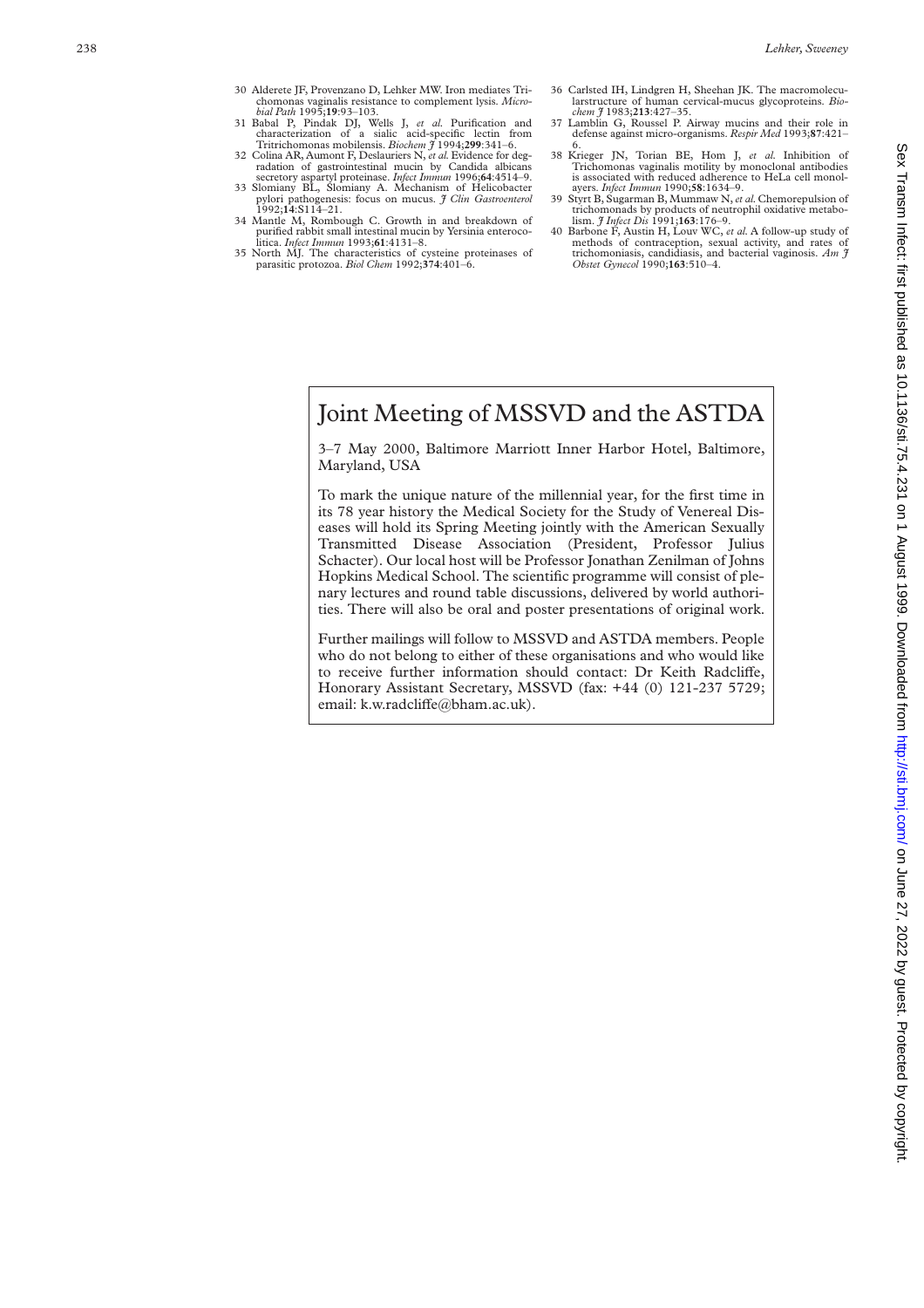30 Alderete JF, Provenzano D, Lehker MW. Iron mediates Trichomonas vaginalis resistance to complement lysis. *Microbial Path* 1995;**19**:93–103.

31 Babal P, Pindak DJ, Wells J, *et al.* Purification and characterization of a sialic acid-specific lectin from Tritrichomonas mobilensis. *Biochem J* 1994;**299**:341–6.

32 Colina AR, Aumont F, Deslauriers N, *et al.* Evidence for degradation of gastrointestinal mucin by Candida albicans secretory aspartyl proteinase. *Infect Immun* 1996;**64**:4514–9.

33 Slomiany BL, Slomiany A. Mechanism of Helicobacter pylori pathogenesis: focus on mucus. *J Clin Gastroenterol* 1992;**14**:S114–21.

34 Mantle M, Rombough C. Growth in and breakdown of purified rabbit small intestinal mucin by Yersinia enterocolitica. *Infect Immun* 1993;**61**:4131–8.

35 North MJ. The characteristics of cysteine proteinases of parasitic protozoa. *Biol Chem* 1992;**374**:401–6.

36 Carlsted IH, Lindgren H, Sheehan JK. The macromolecularstructure of human cervical-mucus glycoproteins. *Biochem J* 1983;**213**:427–35.

37 Lamblin G, Roussel P. Airway mucins and their role in defense against micro-organisms. *Respir Med* 1993;**87**:421–6.

38 Krieger JN, Torian BE, Hom J, *et al.* Inhibition of Trichomonas vaginalis motility by monoclonal antibodies is associated with reduced adherence to HeLa cell monolayers. *Infect Immun* 1990;**58**:1634–9.

39 Styrt B, Sugarman B, Mummaw N, *et al.* Chemorepulsion of trichomonads by products of neutrophil oxidative metabolism. *J Infect Dis* 1991;**163**:176–9.

40 Barbone F, Austin H, Louv WC, *et al.* A follow-up study of methods of contraception, sexual activity, and rates of trichomoniasis, candidiasis, and bacterial vaginosis. *Am J Obstet Gynecol* 1990;**163**:510–4.

# Joint Meeting of MSSVD and the ASTDA

3–7 May 2000, Baltimore Marriott Inner Harbor Hotel, Baltimore, Maryland, USA

To mark the unique nature of the millennial year, for the first time in its 78 year history the Medical Society for the Study of Venereal Diseases will hold its Spring Meeting jointly with the American Sexually Transmitted Disease Association (President, Professor Julius Schacter). Our local host will be Professor Jonathan Zenilman of Johns Hopkins Medical School. The scientific programme will consist of plenary lectures and round table discussions, delivered by world authorities. There will also be oral and poster presentations of original work.

Further mailings will follow to MSSVD and ASTDA members. People who do not belong to either of these organisations and who would like to receive further information should contact: Dr Keith Radcliffe, Honorary Assistant Secretary, MSSVD (fax: +44 (0) 121-237 5729; email: k.w.radcliffe@bham.ac.uk).